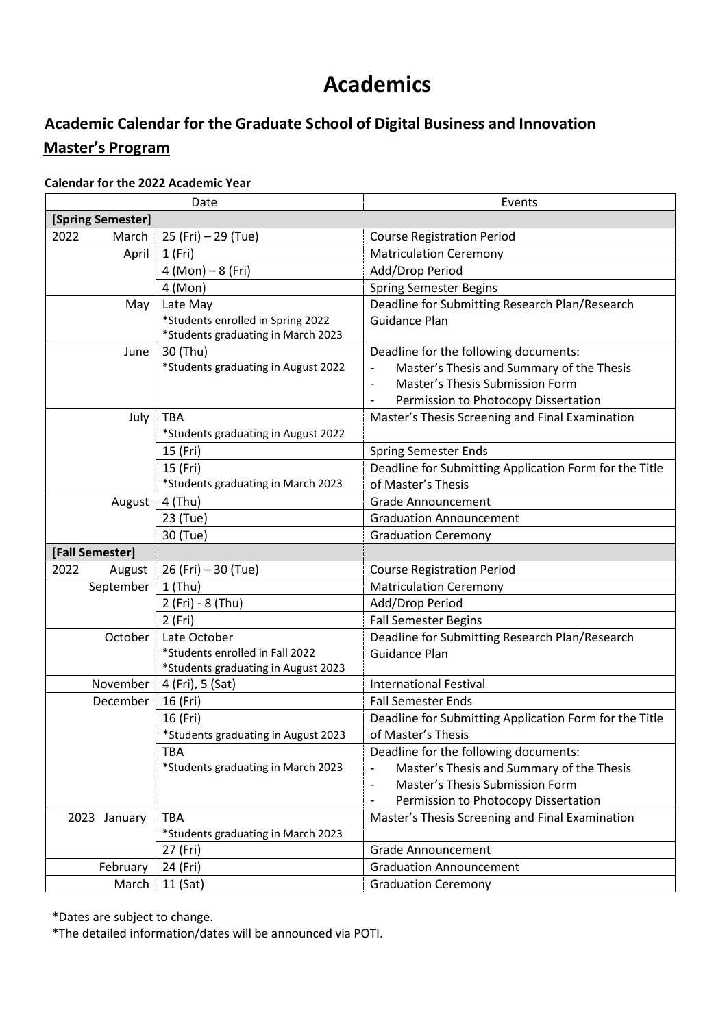# Academics

## Academic Calendar for the Graduate School of Digital Business and Innovation

## Master's Program

**Calendar for the 2022 Academic Year**

| Date | | Events |
|---|---|---|
| **[Spring Semester]** | | |
| 2022 March | 25 (Fri) – 29 (Tue) | Course Registration Period |
| April | 1 (Fri) | Matriculation Ceremony |
| | 4 (Mon) – 8 (Fri) | Add/Drop Period |
| | 4 (Mon) | Spring Semester Begins |
| May | Late May<br>*Students enrolled in Spring 2022<br>*Students graduating in March 2023 | Deadline for Submitting Research Plan/Research Guidance Plan |
| June | 30 (Thu)<br>*Students graduating in August 2022 | Deadline for the following documents:<br>- Master's Thesis and Summary of the Thesis<br>- Master's Thesis Submission Form<br>- Permission to Photocopy Dissertation |
| July | TBA<br>*Students graduating in August 2022 | Master's Thesis Screening and Final Examination |
| | 15 (Fri) | Spring Semester Ends |
| | 15 (Fri)<br>*Students graduating in March 2023 | Deadline for Submitting Application Form for the Title of Master's Thesis |
| August | 4 (Thu) | Grade Announcement |
| | 23 (Tue) | Graduation Announcement |
| | 30 (Tue) | Graduation Ceremony |
| **[Fall Semester]** | | |
| 2022 August | 26 (Fri) – 30 (Tue) | Course Registration Period |
| September | 1 (Thu) | Matriculation Ceremony |
| | 2 (Fri) - 8 (Thu) | Add/Drop Period |
| | 2 (Fri) | Fall Semester Begins |
| October | Late October<br>*Students enrolled in Fall 2022<br>*Students graduating in August 2023 | Deadline for Submitting Research Plan/Research Guidance Plan |
| November | 4 (Fri), 5 (Sat) | International Festival |
| December | 16 (Fri) | Fall Semester Ends |
| | 16 (Fri)<br>*Students graduating in August 2023 | Deadline for Submitting Application Form for the Title of Master's Thesis |
| | TBA<br>*Students graduating in March 2023 | Deadline for the following documents:<br>- Master's Thesis and Summary of the Thesis<br>- Master's Thesis Submission Form<br>- Permission to Photocopy Dissertation |
| 2023 January | TBA<br>*Students graduating in March 2023 | Master's Thesis Screening and Final Examination |
| | 27 (Fri) | Grade Announcement |
| February | 24 (Fri) | Graduation Announcement |
| March | 11 (Sat) | Graduation Ceremony |

*Dates are subject to change.

*The detailed information/dates will be announced via POTI.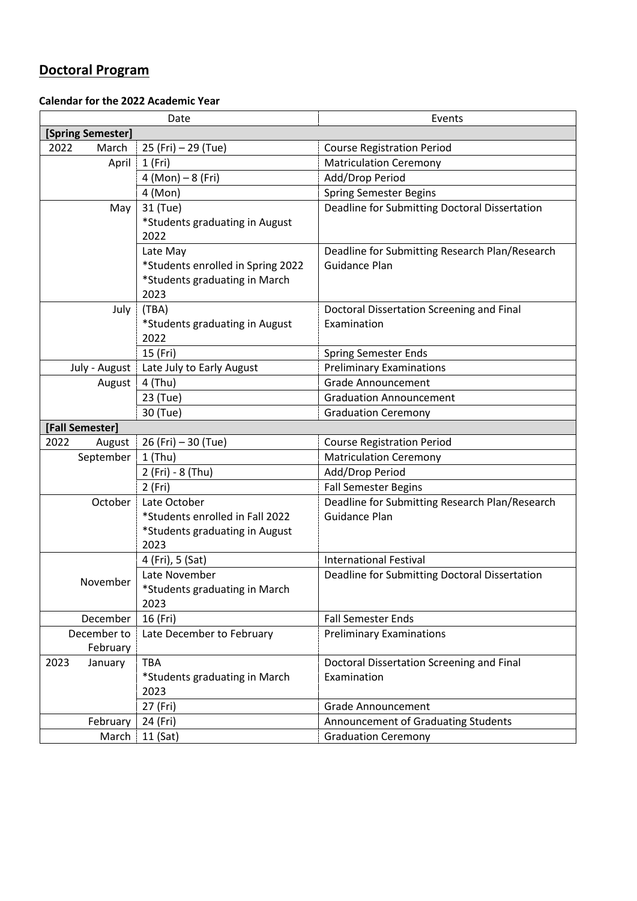## Doctoral Program

**Calendar for the 2022 Academic Year**

| Date | | Events |
|---|---|---|
| **[Spring Semester]** | | |
| 2022 March | 25 (Fri) – 29 (Tue) | Course Registration Period |
| April | 1 (Fri) | Matriculation Ceremony |
| | 4 (Mon) – 8 (Fri) | Add/Drop Period |
| | 4 (Mon) | Spring Semester Begins |
| May | 31 (Tue)<br>*Students graduating in August 2022 | Deadline for Submitting Doctoral Dissertation |
| | Late May<br>*Students enrolled in Spring 2022<br>*Students graduating in March 2023 | Deadline for Submitting Research Plan/Research Guidance Plan |
| July | (TBA)<br>*Students graduating in August 2022 | Doctoral Dissertation Screening and Final Examination |
| | 15 (Fri) | Spring Semester Ends |
| July - August | Late July to Early August | Preliminary Examinations |
| August | 4 (Thu) | Grade Announcement |
| | 23 (Tue) | Graduation Announcement |
| | 30 (Tue) | Graduation Ceremony |
| **[Fall Semester]** | | |
| 2022 August | 26 (Fri) – 30 (Tue) | Course Registration Period |
| September | 1 (Thu) | Matriculation Ceremony |
| | 2 (Fri) - 8 (Thu) | Add/Drop Period |
| | 2 (Fri) | Fall Semester Begins |
| October | Late October<br>*Students enrolled in Fall 2022<br>*Students graduating in August 2023 | Deadline for Submitting Research Plan/Research Guidance Plan |
| November | 4 (Fri), 5 (Sat) | International Festival |
| | Late November<br>*Students graduating in March 2023 | Deadline for Submitting Doctoral Dissertation |
| December | 16 (Fri) | Fall Semester Ends |
| December to February | Late December to February | Preliminary Examinations |
| 2023 January | TBA<br>*Students graduating in March 2023 | Doctoral Dissertation Screening and Final Examination |
| | 27 (Fri) | Grade Announcement |
| February | 24 (Fri) | Announcement of Graduating Students |
| March | 11 (Sat) | Graduation Ceremony |